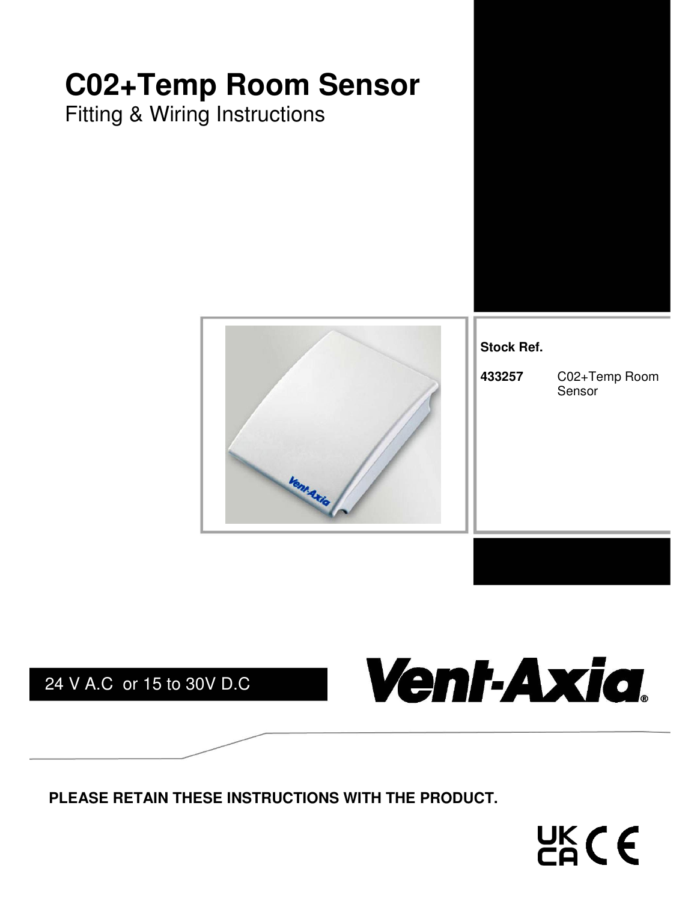# C02+Temp Room Sensor

Fitting & Wiring Instructions

**Stock Ref.**

| | |
|---|---|
| **433257** | C02+Temp Room Sensor |

24 V A.C or 15 to 30V D.C

**PLEASE RETAIN THESE INSTRUCTIONS WITH THE PRODUCT.**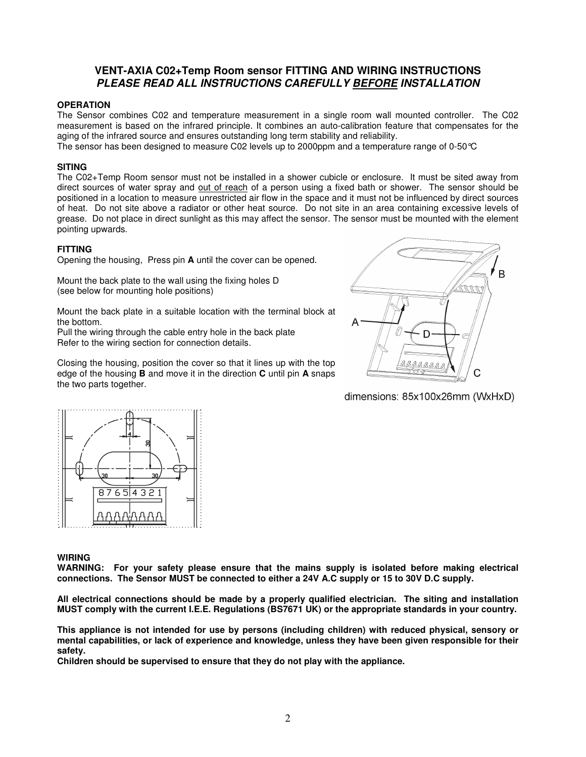# VENT-AXIA C02+Temp Room sensor FITTING AND WIRING INSTRUCTIONS

***PLEASE READ ALL INSTRUCTIONS CAREFULLY BEFORE INSTALLATION***

**OPERATION**

The Sensor combines C02 and temperature measurement in a single room wall mounted controller. The C02 measurement is based on the infrared principle. It combines an auto-calibration feature that compensates for the aging of the infrared source and ensures outstanding long term stability and reliability.

The sensor has been designed to measure C02 levels up to 2000ppm and a temperature range of 0-50°C

**SITING**

The C02+Temp Room sensor must not be installed in a shower cubicle or enclosure. It must be sited away from direct sources of water spray and out of reach of a person using a fixed bath or shower. The sensor should be positioned in a location to measure unrestricted air flow in the space and it must not be influenced by direct sources of heat. Do not site above a radiator or other heat source. Do not site in an area containing excessive levels of grease. Do not place in direct sunlight as this may affect the sensor. The sensor must be mounted with the element pointing upwards.

**FITTING**

Opening the housing, Press pin **A** until the cover can be opened.

Mount the back plate to the wall using the fixing holes D (see below for mounting hole positions)

Mount the back plate in a suitable location with the terminal block at the bottom.

Pull the wiring through the cable entry hole in the back plate

Refer to the wiring section for connection details.

Closing the housing, position the cover so that it lines up with the top edge of the housing **B** and move it in the direction **C** until pin **A** snaps the two parts together.

dimensions: 85x100x26mm (WxHxD)

**WIRING**

**WARNING: For your safety please ensure that the mains supply is isolated before making electrical connections. The Sensor MUST be connected to either a 24V A.C supply or 15 to 30V D.C supply.**

**All electrical connections should be made by a properly qualified electrician. The siting and installation MUST comply with the current I.E.E. Regulations (BS7671 UK) or the appropriate standards in your country.**

**This appliance is not intended for use by persons (including children) with reduced physical, sensory or mental capabilities, or lack of experience and knowledge, unless they have been given responsible for their safety.**

**Children should be supervised to ensure that they do not play with the appliance.**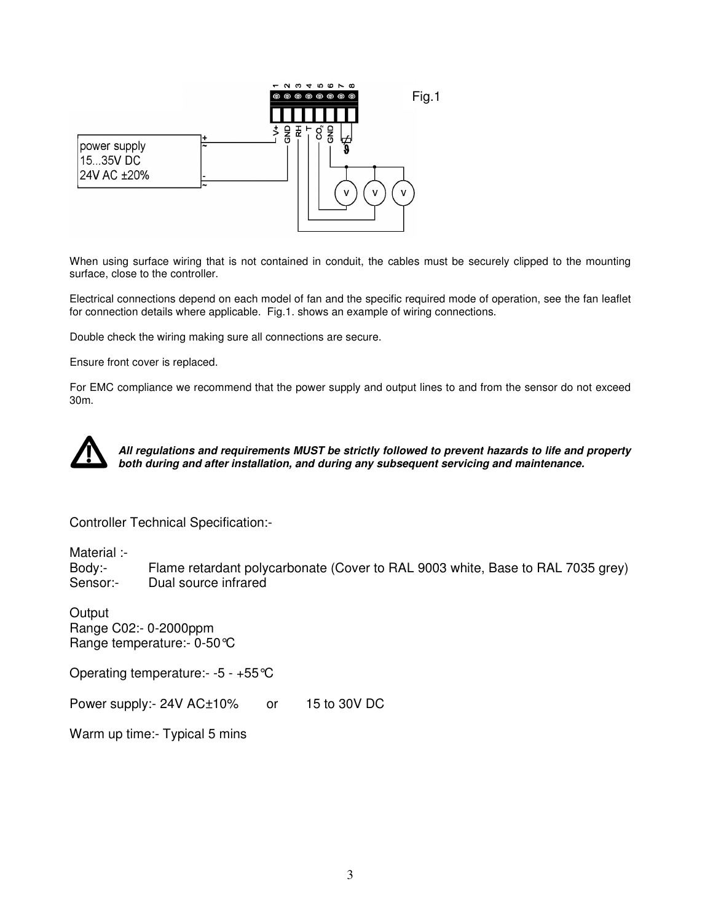Fig.1

When using surface wiring that is not contained in conduit, the cables must be securely clipped to the mounting surface, close to the controller.

Electrical connections depend on each model of fan and the specific required mode of operation, see the fan leaflet for connection details where applicable. Fig.1. shows an example of wiring connections.

Double check the wiring making sure all connections are secure.

Ensure front cover is replaced.

For EMC compliance we recommend that the power supply and output lines to and from the sensor do not exceed 30m.

***All regulations and requirements MUST be strictly followed to prevent hazards to life and property both during and after installation, and during any subsequent servicing and maintenance.***

Controller Technical Specification:-

Material :-
Body:- Flame retardant polycarbonate (Cover to RAL 9003 white, Base to RAL 7035 grey)
Sensor:- Dual source infrared

Output
Range C02:- 0-2000ppm
Range temperature:- 0-50°C

Operating temperature:- -5 - +55°C

Power supply:- 24V AC±10% or 15 to 30V DC

Warm up time:- Typical 5 mins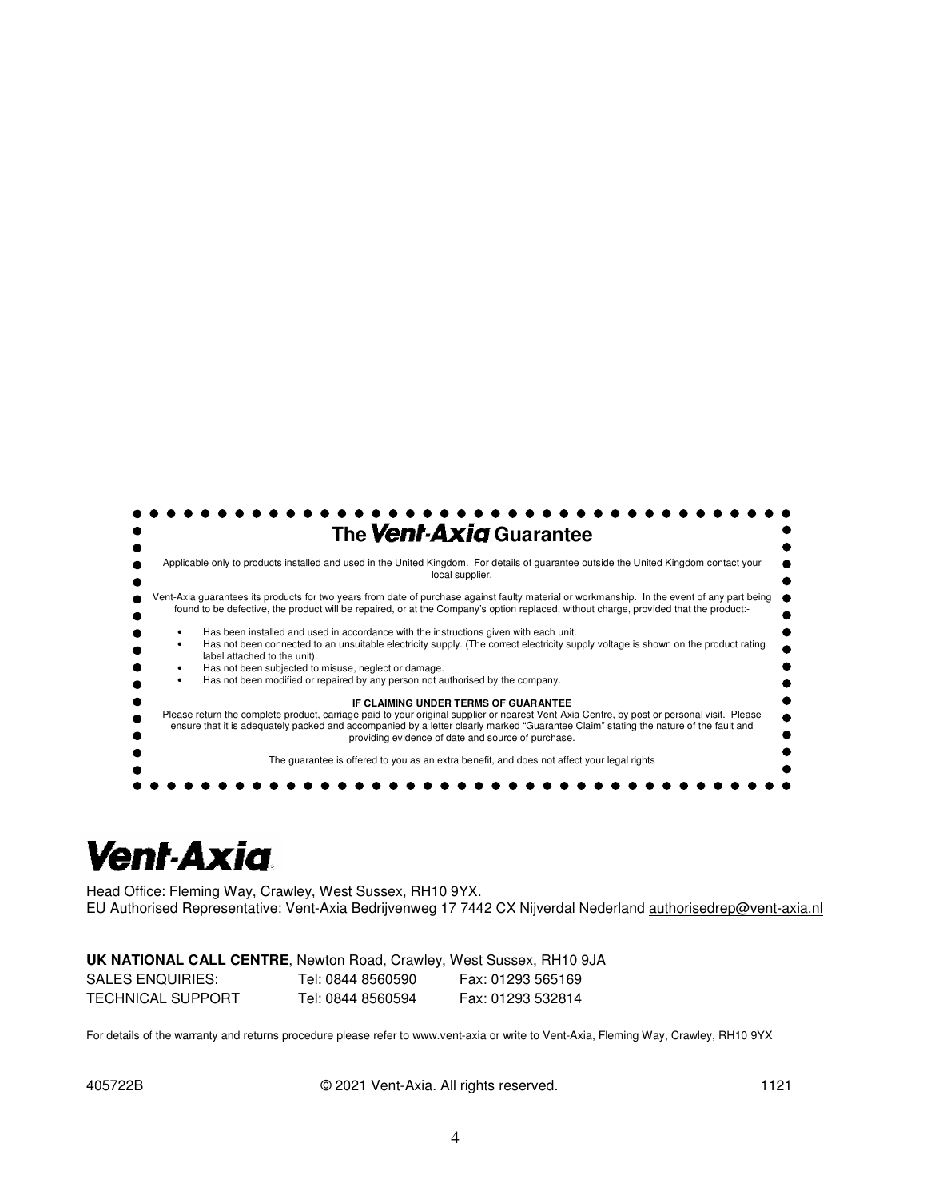## The Vent-Axia Guarantee

Applicable only to products installed and used in the United Kingdom. For details of guarantee outside the United Kingdom contact your local supplier.

Vent-Axia guarantees its products for two years from date of purchase against faulty material or workmanship. In the event of any part being found to be defective, the product will be repaired, or at the Company's option replaced, without charge, provided that the product:-

- Has been installed and used in accordance with the instructions given with each unit.
- Has not been connected to an unsuitable electricity supply. (The correct electricity supply voltage is shown on the product rating label attached to the unit).
- Has not been subjected to misuse, neglect or damage.
- Has not been modified or repaired by any person not authorised by the company.

**IF CLAIMING UNDER TERMS OF GUARANTEE**

Please return the complete product, carriage paid to your original supplier or nearest Vent-Axia Centre, by post or personal visit. Please ensure that it is adequately packed and accompanied by a letter clearly marked "Guarantee Claim" stating the nature of the fault and providing evidence of date and source of purchase.

The guarantee is offered to you as an extra benefit, and does not affect your legal rights

**Vent-Axia**

Head Office: Fleming Way, Crawley, West Sussex, RH10 9YX.
EU Authorised Representative: Vent-Axia Bedrijvenweg 17 7442 CX Nijverdal Nederland authorisedrep@vent-axia.nl

**UK NATIONAL CALL CENTRE**, Newton Road, Crawley, West Sussex, RH10 9JA

| | | |
|---|---|---|
| SALES ENQUIRIES: | Tel: 0844 8560590 | Fax: 01293 565169 |
| TECHNICAL SUPPORT | Tel: 0844 8560594 | Fax: 01293 532814 |

For details of the warranty and returns procedure please refer to www.vent-axia or write to Vent-Axia, Fleming Way, Crawley, RH10 9YX

405722B © 2021 Vent-Axia. All rights reserved. 1121